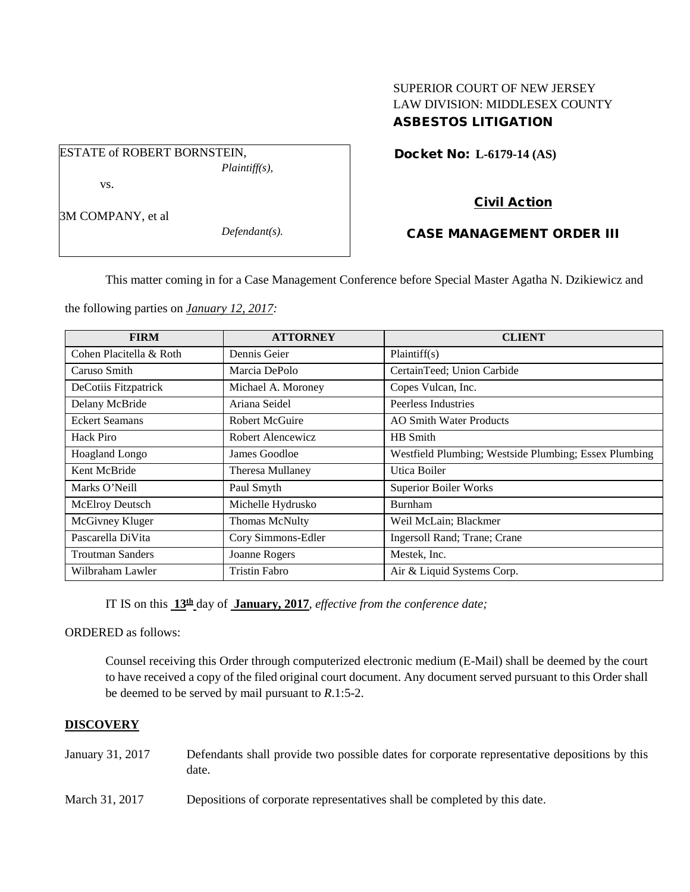SUPERIOR COURT OF NEW JERSEY
LAW DIVISION: MIDDLESEX COUNTY
**ASBESTOS LITIGATION**

ESTATE of ROBERT BORNSTEIN,
*Plaintiff(s),*

vs.

3M COMPANY, et al
*Defendant(s).*

**Docket No: L-6179-14 (AS)**

**Civil Action**

**CASE MANAGEMENT ORDER III**

This matter coming in for a Case Management Conference before Special Master Agatha N. Dzikiewicz and the following parties on ***January 12, 2017:***

| FIRM | ATTORNEY | CLIENT |
|---|---|---|
| Cohen Placitella & Roth | Dennis Geier | Plaintiff(s) |
| Caruso Smith | Marcia DePolo | CertainTeed; Union Carbide |
| DeCotiis Fitzpatrick | Michael A. Moroney | Copes Vulcan, Inc. |
| Delany McBride | Ariana Seidel | Peerless Industries |
| Eckert Seamans | Robert McGuire | AO Smith Water Products |
| Hack Piro | Robert Alencewicz | HB Smith |
| Hoagland Longo | James Goodloe | Westfield Plumbing; Westside Plumbing; Essex Plumbing |
| Kent McBride | Theresa Mullaney | Utica Boiler |
| Marks O'Neill | Paul Smyth | Superior Boiler Works |
| McElroy Deutsch | Michelle Hydrusko | Burnham |
| McGivney Kluger | Thomas McNulty | Weil McLain; Blackmer |
| Pascarella DiVita | Cory Simmons-Edler | Ingersoll Rand; Trane; Crane |
| Troutman Sanders | Joanne Rogers | Mestek, Inc. |
| Wilbraham Lawler | Tristin Fabro | Air & Liquid Systems Corp. |

IT IS on this **13th** day of **January, 2017**, *effective from the conference date;*

ORDERED as follows:

Counsel receiving this Order through computerized electronic medium (E-Mail) shall be deemed by the court to have received a copy of the filed original court document. Any document served pursuant to this Order shall be deemed to be served by mail pursuant to *R*.1:5-2.

## DISCOVERY

| | |
|---|---|
| January 31, 2017 | Defendants shall provide two possible dates for corporate representative depositions by this date. |
| March 31, 2017 | Depositions of corporate representatives shall be completed by this date. |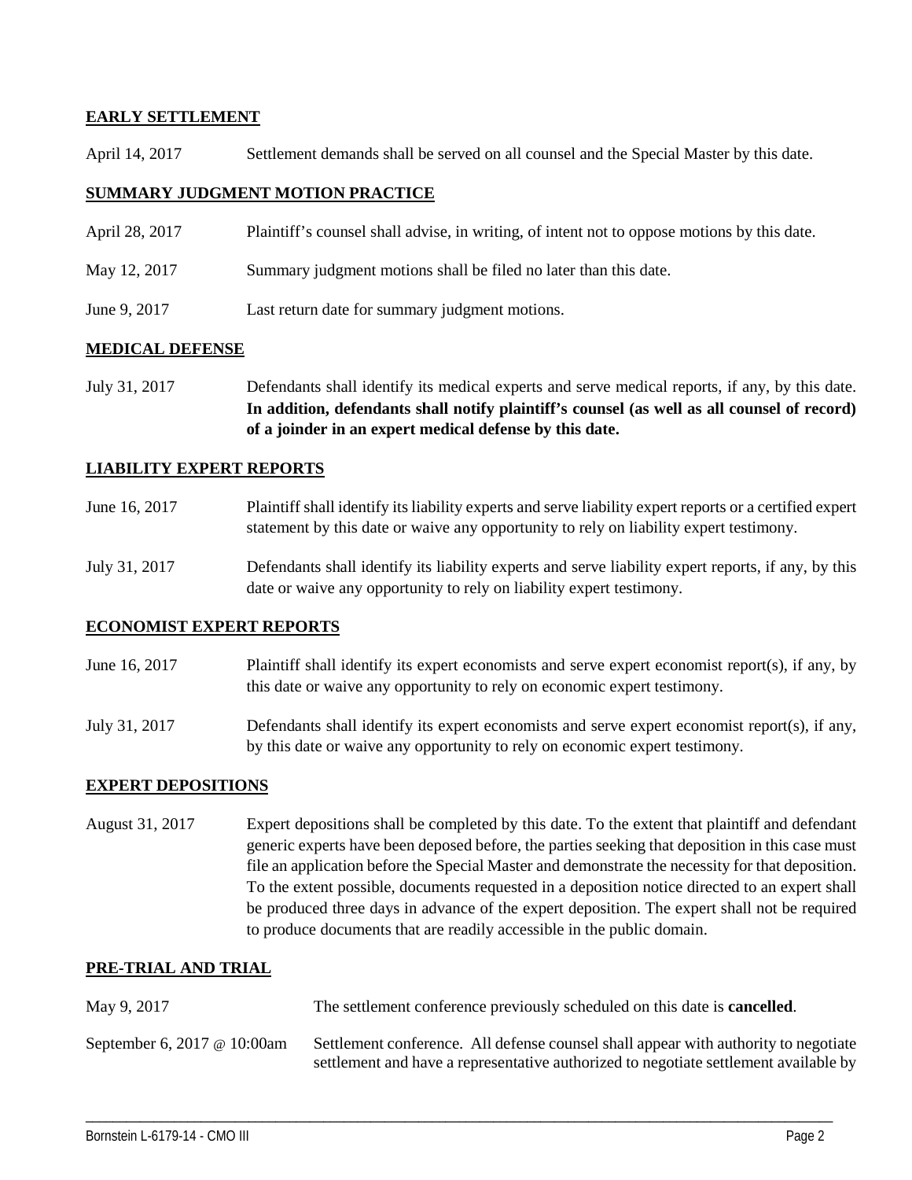**EARLY SETTLEMENT**

April 14, 2017 Settlement demands shall be served on all counsel and the Special Master by this date.

**SUMMARY JUDGMENT MOTION PRACTICE**

April 28, 2017 Plaintiff's counsel shall advise, in writing, of intent not to oppose motions by this date.

May 12, 2017 Summary judgment motions shall be filed no later than this date.

June 9, 2017 Last return date for summary judgment motions.

**MEDICAL DEFENSE**

July 31, 2017 Defendants shall identify its medical experts and serve medical reports, if any, by this date. **In addition, defendants shall notify plaintiff's counsel (as well as all counsel of record) of a joinder in an expert medical defense by this date.**

**LIABILITY EXPERT REPORTS**

June 16, 2017 Plaintiff shall identify its liability experts and serve liability expert reports or a certified expert statement by this date or waive any opportunity to rely on liability expert testimony.

July 31, 2017 Defendants shall identify its liability experts and serve liability expert reports, if any, by this date or waive any opportunity to rely on liability expert testimony.

**ECONOMIST EXPERT REPORTS**

June 16, 2017 Plaintiff shall identify its expert economists and serve expert economist report(s), if any, by this date or waive any opportunity to rely on economic expert testimony.

July 31, 2017 Defendants shall identify its expert economists and serve expert economist report(s), if any, by this date or waive any opportunity to rely on economic expert testimony.

**EXPERT DEPOSITIONS**

August 31, 2017 Expert depositions shall be completed by this date. To the extent that plaintiff and defendant generic experts have been deposed before, the parties seeking that deposition in this case must file an application before the Special Master and demonstrate the necessity for that deposition. To the extent possible, documents requested in a deposition notice directed to an expert shall be produced three days in advance of the expert deposition. The expert shall not be required to produce documents that are readily accessible in the public domain.

**PRE-TRIAL AND TRIAL**

May 9, 2017 The settlement conference previously scheduled on this date is **cancelled**.

September 6, 2017 @ 10:00am Settlement conference. All defense counsel shall appear with authority to negotiate settlement and have a representative authorized to negotiate settlement available by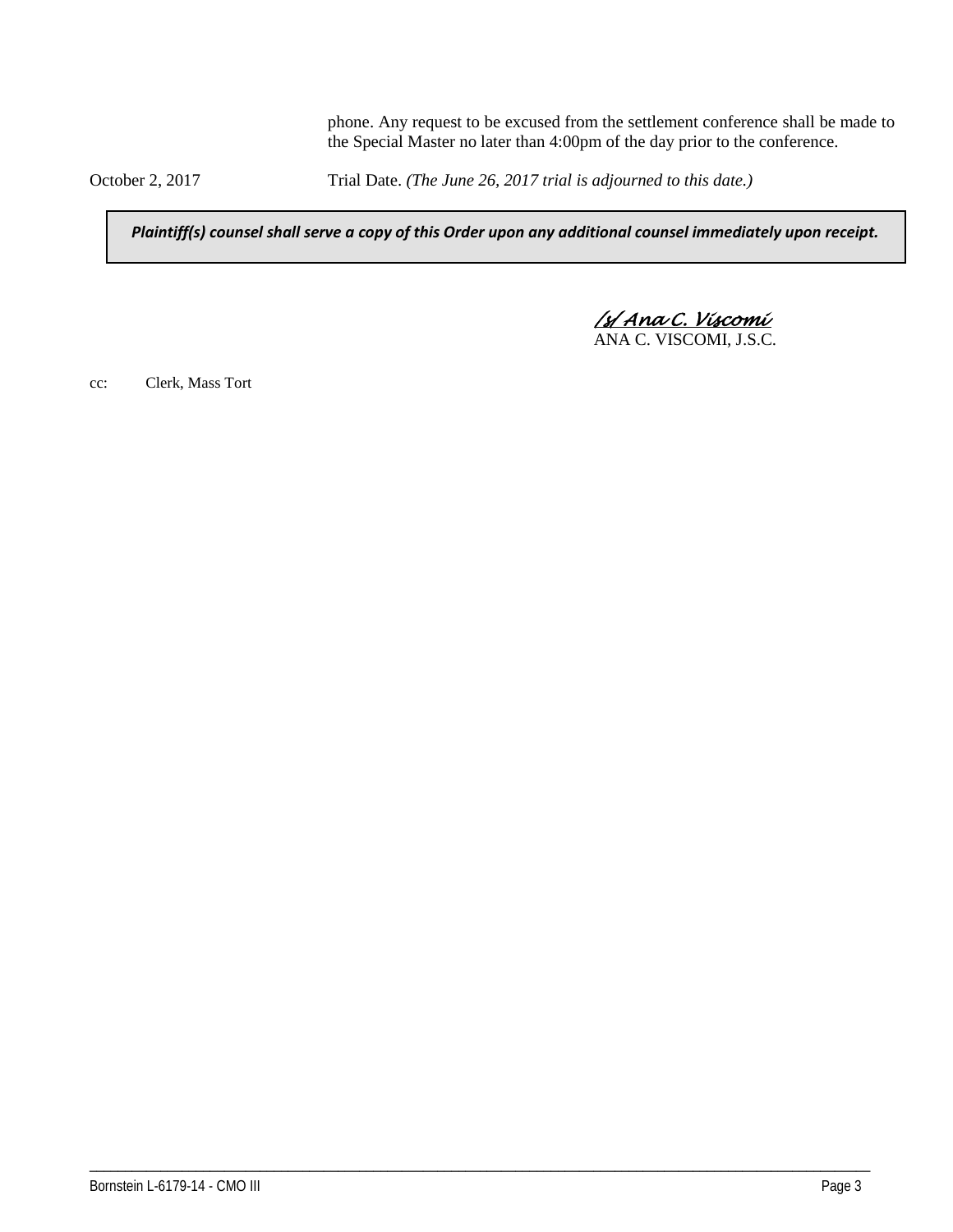phone. Any request to be excused from the settlement conference shall be made to the Special Master no later than 4:00pm of the day prior to the conference.

| | |
|---|---|
| October 2, 2017 | Trial Date. *(The June 26, 2017 trial is adjourned to this date.)* |

***Plaintiff(s) counsel shall serve a copy of this Order upon any additional counsel immediately upon receipt.***

*/s/ Ana C. Viscomi*
ANA C. VISCOMI, J.S.C.

cc: Clerk, Mass Tort